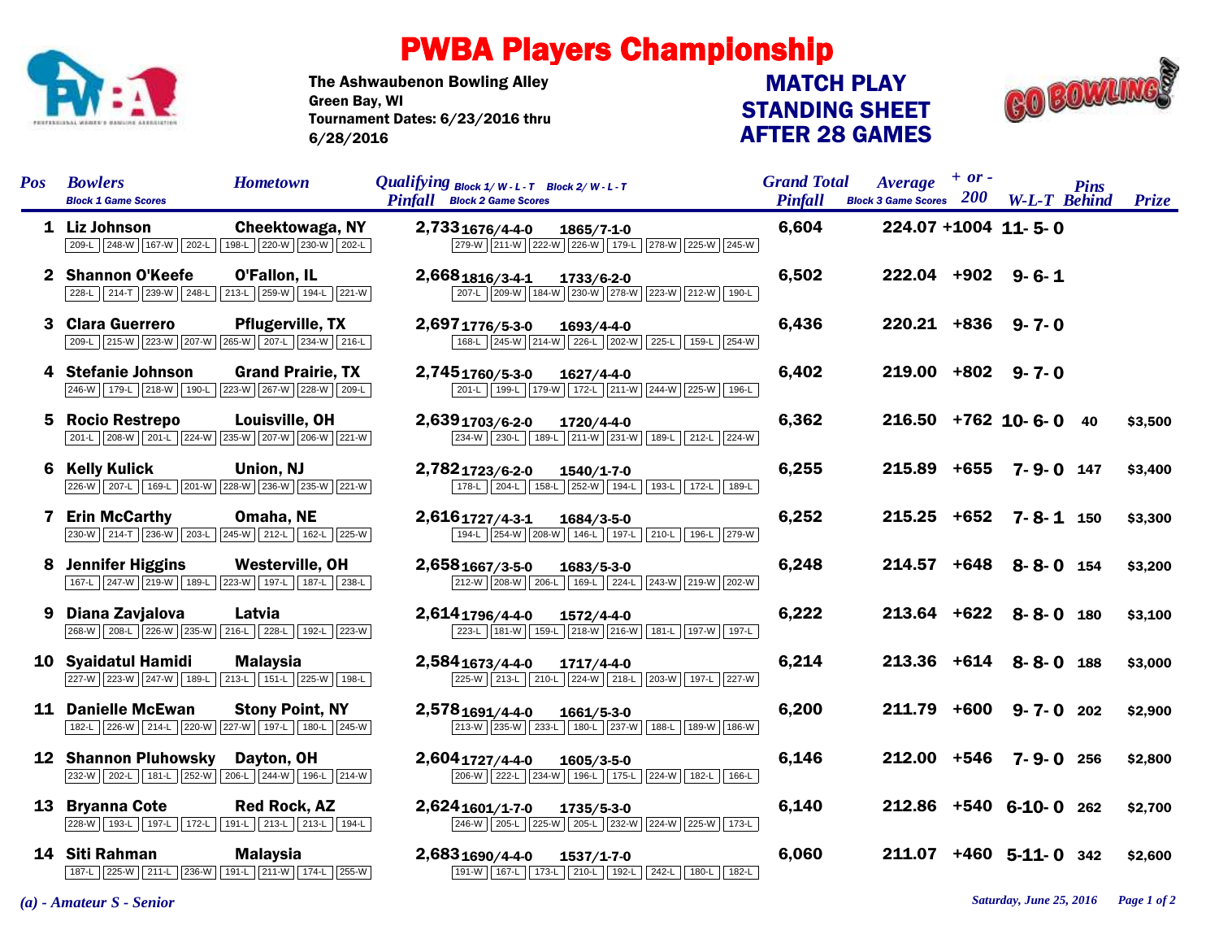# PWBA Players Championship

The Ashwaubenon Bowling Alley
Green Bay, WI
Tournament Dates: 6/23/2016 thru 6/28/2016

## MATCH PLAY STANDING SHEET AFTER 28 GAMES

| Pos | Bowlers | Hometown | Qualifying Pinfall | Block 1/ W-L-T | Block 2/ W-L-T | Grand Total Pinfall | Average | + or - 200 | W-L-T | Pins Behind | Prize |
|---|---|---|---|---|---|---|---|---|---|---|---|
| | *Block 1 Game Scores* | | | *Block 2 Game Scores* | | | *Block 3 Game Scores* | | | | |
| 1 | Liz Johnson | Cheektowaga, NY | 2,733 | 1676/4-4-0 | 1865/7-1-0 | 6,604 | 224.07 | +1004 | 11-5-0 | | |
| | 209-L 248-W 167-W 202-L 198-L 220-W 230-W 202-L | | | 279-W 211-W 222-W 226-W 179-L 278-W 225-W 245-W | | | | | | | |
| 2 | Shannon O'Keefe | O'Fallon, IL | 2,668 | 1816/3-4-1 | 1733/6-2-0 | 6,502 | 222.04 | +902 | 9-6-1 | | |
| | 228-L 214-T 239-W 248-L 213-L 259-W 194-L 221-W | | | 207-L 209-W 184-W 230-W 278-W 223-W 212-W 190-L | | | | | | | |
| 3 | Clara Guerrero | Pflugerville, TX | 2,697 | 1776/5-3-0 | 1693/4-4-0 | 6,436 | 220.21 | +836 | 9-7-0 | | |
| | 209-L 215-W 223-W 207-W 265-W 207-L 234-W 216-L | | | 168-L 245-W 214-W 226-L 202-W 225-L 159-L 254-W | | | | | | | |
| 4 | Stefanie Johnson | Grand Prairie, TX | 2,745 | 1760/5-3-0 | 1627/4-4-0 | 6,402 | 219.00 | +802 | 9-7-0 | | |
| | 246-W 179-L 218-W 190-L 223-W 267-W 228-W 209-L | | | 201-L 199-L 179-W 172-L 211-W 244-W 225-W 196-L | | | | | | | |
| 5 | Rocio Restrepo | Louisville, OH | 2,639 | 1703/6-2-0 | 1720/4-4-0 | 6,362 | 216.50 | +762 | 10-6-0 | 40 | $3,500 |
| | 201-L 208-W 201-L 224-W 235-W 207-W 206-W 221-W | | | 234-W 230-L 189-L 211-W 231-W 189-L 212-L 224-W | | | | | | | |
| 6 | Kelly Kulick | Union, NJ | 2,782 | 1723/6-2-0 | 1540/1-7-0 | 6,255 | 215.89 | +655 | 7-9-0 | 147 | $3,400 |
| | 226-W 207-L 169-L 201-W 228-W 236-W 235-W 221-W | | | 178-L 204-L 158-L 252-W 194-L 193-L 172-L 189-L | | | | | | | |
| 7 | Erin McCarthy | Omaha, NE | 2,616 | 1727/4-3-1 | 1684/3-5-0 | 6,252 | 215.25 | +652 | 7-8-1 | 150 | $3,300 |
| | 230-W 214-T 236-W 203-L 245-W 212-L 162-L 225-W | | | 194-L 254-W 208-W 146-L 197-L 210-L 196-L 279-W | | | | | | | |
| 8 | Jennifer Higgins | Westerville, OH | 2,658 | 1667/3-5-0 | 1683/5-3-0 | 6,248 | 214.57 | +648 | 8-8-0 | 154 | $3,200 |
| | 167-L 247-W 219-W 189-L 223-W 197-L 187-L 238-L | | | 212-W 208-W 206-L 169-L 224-L 243-W 219-W 202-W | | | | | | | |
| 9 | Diana Zavjalova | Latvia | 2,614 | 1796/4-4-0 | 1572/4-4-0 | 6,222 | 213.64 | +622 | 8-8-0 | 180 | $3,100 |
| | 268-W 208-L 226-W 235-W 216-L 228-L 192-L 223-W | | | 223-L 181-W 159-L 218-W 216-W 181-L 197-W 197-L | | | | | | | |
| 10 | Syaidatul Hamidi | Malaysia | 2,584 | 1673/4-4-0 | 1717/4-4-0 | 6,214 | 213.36 | +614 | 8-8-0 | 188 | $3,000 |
| | 227-W 223-W 247-W 189-L 213-L 151-L 225-W 198-L | | | 225-W 213-L 210-L 224-W 218-L 203-W 197-L 227-W | | | | | | | |
| 11 | Danielle McEwan | Stony Point, NY | 2,578 | 1691/4-4-0 | 1661/5-3-0 | 6,200 | 211.79 | +600 | 9-7-0 | 202 | $2,900 |
| | 182-L 226-W 214-L 220-W 227-W 197-L 180-L 245-W | | | 213-W 235-W 233-L 180-L 237-W 188-L 189-W 186-W | | | | | | | |
| 12 | Shannon Pluhowsky | Dayton, OH | 2,604 | 1727/4-4-0 | 1605/3-5-0 | 6,146 | 212.00 | +546 | 7-9-0 | 256 | $2,800 |
| | 232-W 202-L 181-L 252-W 206-L 244-W 196-L 214-W | | | 206-W 222-L 234-W 196-L 175-L 224-W 182-L 166-L | | | | | | | |
| 13 | Bryanna Cote | Red Rock, AZ | 2,624 | 1601/1-7-0 | 1735/5-3-0 | 6,140 | 212.86 | +540 | 6-10-0 | 262 | $2,700 |
| | 228-W 193-L 197-L 172-L 191-L 213-L 213-L 194-L | | | 246-W 205-L 225-W 205-L 232-W 224-W 225-W 173-L | | | | | | | |
| 14 | Siti Rahman | Malaysia | 2,683 | 1690/4-4-0 | 1537/1-7-0 | 6,060 | 211.07 | +460 | 5-11-0 | 342 | $2,600 |
| | 187-L 225-W 211-L 236-W 191-L 211-W 174-L 255-W | | | 191-W 167-L 173-L 210-L 192-L 242-L 180-L 182-L | | | | | | | |

*(a) - Amateur S - Senior*

*Saturday, June 25, 2016*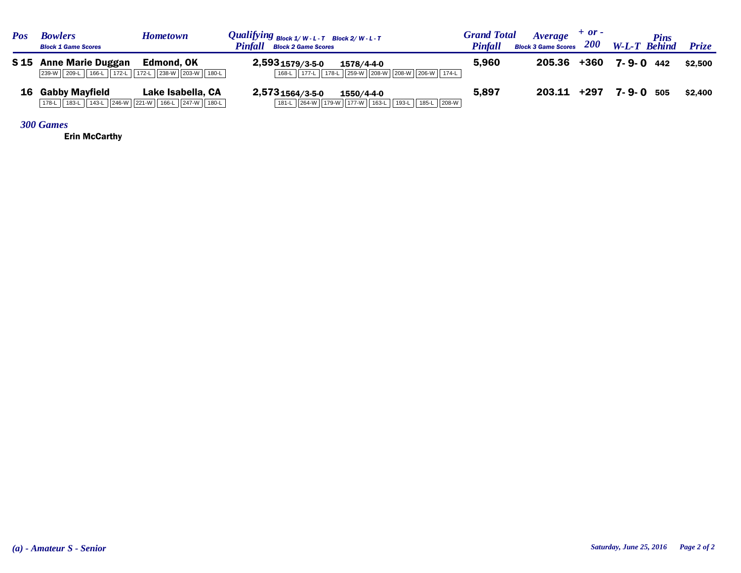| Pos | Bowlers / Block 1 Game Scores | Hometown | Qualifying Pinfall | Block 1/ W - L - T | Block 2/ W - L - T / Block 2 Game Scores | Grand Total Pinfall | Average / Block 3 Game Scores | + or - 200 | W-L-T | Pins Behind | Prize |
|---|---|---|---|---|---|---|---|---|---|---|---|
| S 15 | Anne Marie Duggan | Edmond, OK | 2,593 | 1579/3-5-0 | 1578/4-4-0 | 5,960 | 205.36 | +360 | 7- 9- 0 | 442 | $2,500 |
| | 239-W 209-L 166-L 172-L 172-L 238-W 203-W 180-L | | | | 168-L 177-L 178-L 259-W 208-W 208-W 206-W 174-L | | | | | | |
| 16 | Gabby Mayfield | Lake Isabella, CA | 2,573 | 1564/3-5-0 | 1550/4-4-0 | 5,897 | 203.11 | +297 | 7- 9- 0 | 505 | $2,400 |
| | 178-L 183-L 143-L 246-W 221-W 166-L 247-W 180-L | | | | 181-L 264-W 179-W 177-W 163-L 193-L 185-L 208-W | | | | | | |

*300 Games*

Erin McCarthy

*(a) - Amateur S - Senior*

*Saturday, June 25, 2016*